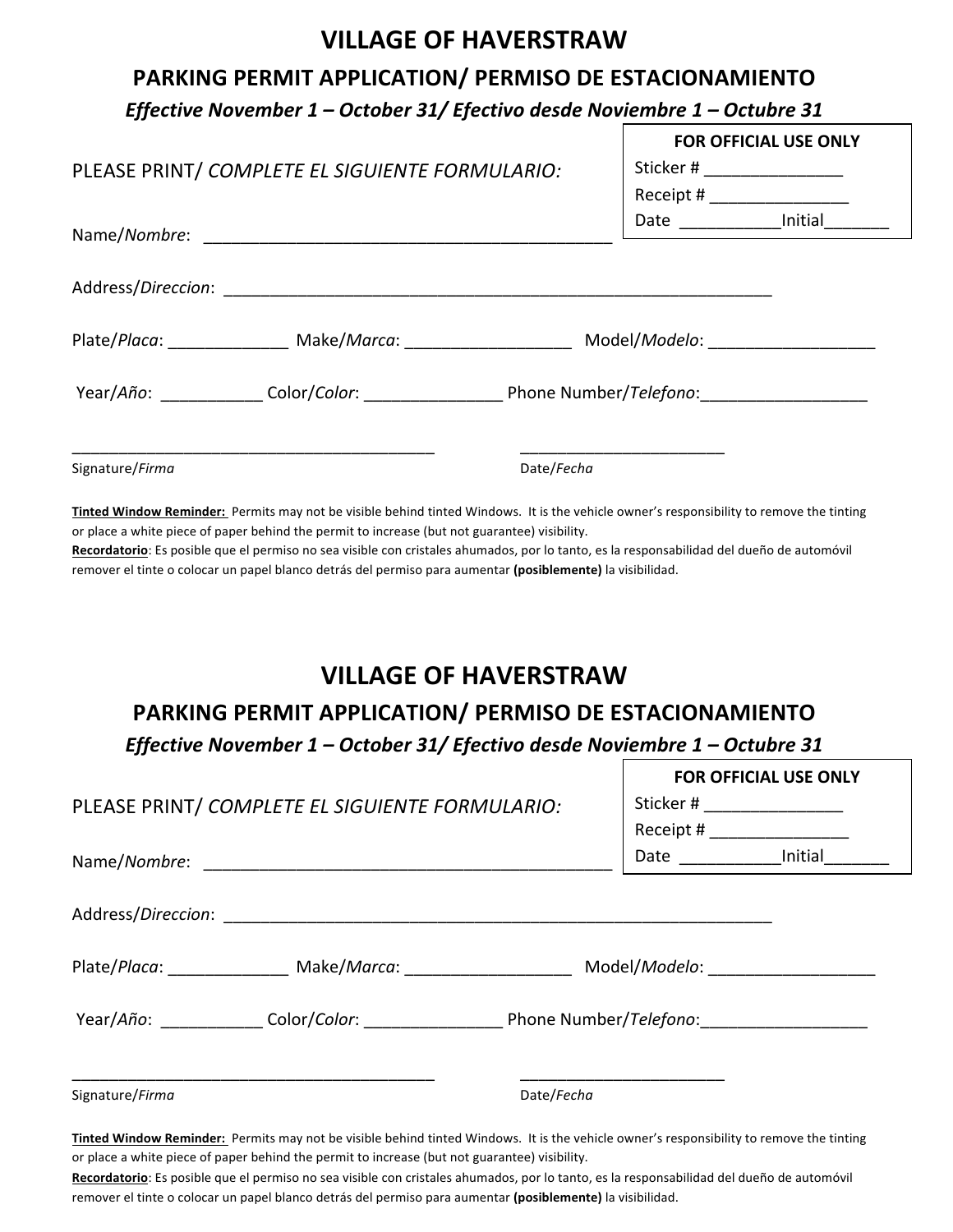# VILLAGE OF HAVERSTRAW

## PARKING PERMIT APPLICATION/ PERMISO DE ESTACIONAMIENTO

***Effective November 1 – October 31/ Efectivo desde Noviembre 1 – Octubre 31***

| **FOR OFFICIAL USE ONLY** |
|---|
| Sticker # _______________ |
| Receipt # _______________ |
| Date ___________Initial_______ |

PLEASE PRINT/ *COMPLETE EL SIGUIENTE FORMULARIO:*

Name/*Nombre*: ____________________________________________

Address/*Direccion*: ____________________________________________________________

Plate/*Placa*: _____________ Make/*Marca*: __________________ Model/*Modelo*: __________________

Year/*Año*: ___________ Color/*Color*: _______________ Phone Number/*Telefono*:__________________

________________________________________ ______________________

Signature/*Firma* Date/*Fecha*

**Tinted Window Reminder:** Permits may not be visible behind tinted Windows. It is the vehicle owner's responsibility to remove the tinting or place a white piece of paper behind the permit to increase (but not guarantee) visibility.

**Recordatorio**: Es posible que el permiso no sea visible con cristales ahumados, por lo tanto, es la responsabilidad del dueño de automóvil remover el tinte o colocar un papel blanco detrás del permiso para aumentar **(posiblemente)** la visibilidad.

# VILLAGE OF HAVERSTRAW

## PARKING PERMIT APPLICATION/ PERMISO DE ESTACIONAMIENTO

***Effective November 1 – October 31/ Efectivo desde Noviembre 1 – Octubre 31***

| **FOR OFFICIAL USE ONLY** |
|---|
| Sticker # _______________ |
| Receipt # _______________ |
| Date ___________Initial_______ |

PLEASE PRINT/ *COMPLETE EL SIGUIENTE FORMULARIO:*

Name/*Nombre*: ____________________________________________

Address/*Direccion*: ____________________________________________________________

Plate/*Placa*: _____________ Make/*Marca*: __________________ Model/*Modelo*: __________________

Year/*Año*: ___________ Color/*Color*: _______________ Phone Number/*Telefono*:__________________

________________________________________ ______________________

Signature/*Firma* Date/*Fecha*

**Tinted Window Reminder:** Permits may not be visible behind tinted Windows. It is the vehicle owner's responsibility to remove the tinting or place a white piece of paper behind the permit to increase (but not guarantee) visibility.

**Recordatorio**: Es posible que el permiso no sea visible con cristales ahumados, por lo tanto, es la responsabilidad del dueño de automóvil remover el tinte o colocar un papel blanco detrás del permiso para aumentar **(posiblemente)** la visibilidad.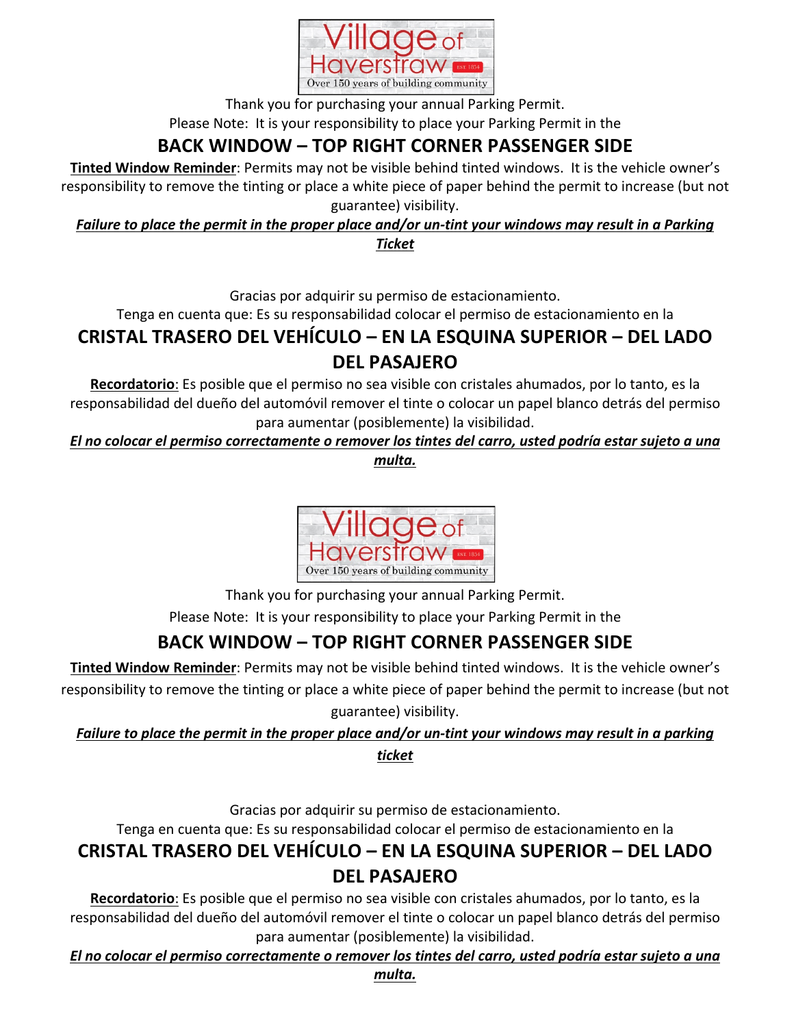Village of Haverstraw EST. 1854
Over 150 years of building community

Thank you for purchasing your annual Parking Permit.
Please Note: It is your responsibility to place your Parking Permit in the

## BACK WINDOW – TOP RIGHT CORNER PASSENGER SIDE

**Tinted Window Reminder**: Permits may not be visible behind tinted windows. It is the vehicle owner's responsibility to remove the tinting or place a white piece of paper behind the permit to increase (but not guarantee) visibility.

***Failure to place the permit in the proper place and/or un-tint your windows may result in a Parking Ticket***

Gracias por adquirir su permiso de estacionamiento.
Tenga en cuenta que: Es su responsabilidad colocar el permiso de estacionamiento en la

## CRISTAL TRASERO DEL VEHÍCULO – EN LA ESQUINA SUPERIOR – DEL LADO DEL PASAJERO

**Recordatorio**: Es posible que el permiso no sea visible con cristales ahumados, por lo tanto, es la responsabilidad del dueño del automóvil remover el tinte o colocar un papel blanco detrás del permiso para aumentar (posiblemente) la visibilidad.

***El no colocar el permiso correctamente o remover los tintes del carro, usted podría estar sujeto a una multa.***

Village of Haverstraw EST. 1854
Over 150 years of building community

Thank you for purchasing your annual Parking Permit.
Please Note: It is your responsibility to place your Parking Permit in the

## BACK WINDOW – TOP RIGHT CORNER PASSENGER SIDE

**Tinted Window Reminder**: Permits may not be visible behind tinted windows. It is the vehicle owner's responsibility to remove the tinting or place a white piece of paper behind the permit to increase (but not guarantee) visibility.

***Failure to place the permit in the proper place and/or un-tint your windows may result in a parking ticket***

Gracias por adquirir su permiso de estacionamiento.
Tenga en cuenta que: Es su responsabilidad colocar el permiso de estacionamiento en la

## CRISTAL TRASERO DEL VEHÍCULO – EN LA ESQUINA SUPERIOR – DEL LADO DEL PASAJERO

**Recordatorio**: Es posible que el permiso no sea visible con cristales ahumados, por lo tanto, es la responsabilidad del dueño del automóvil remover el tinte o colocar un papel blanco detrás del permiso para aumentar (posiblemente) la visibilidad.

***El no colocar el permiso correctamente o remover los tintes del carro, usted podría estar sujeto a una multa.***